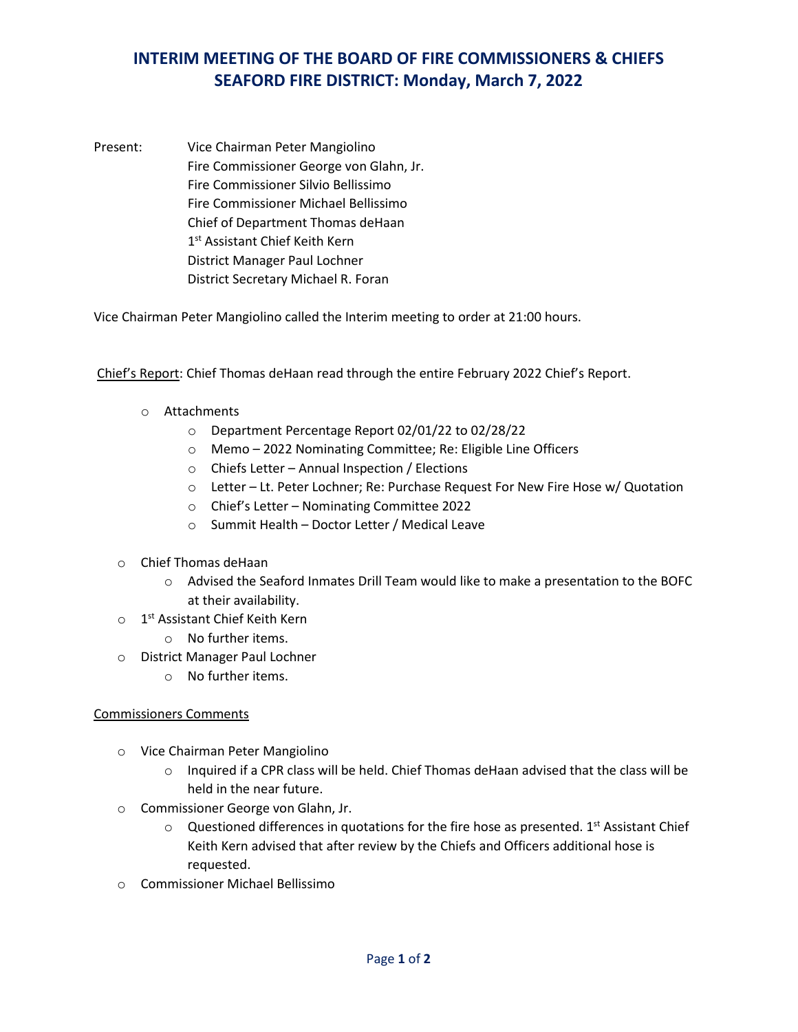# INTERIM MEETING OF THE BOARD OF FIRE COMMISSIONERS & CHIEFS SEAFORD FIRE DISTRICT: Monday, March 7, 2022

Present: Vice Chairman Peter Mangiolino
Fire Commissioner George von Glahn, Jr.
Fire Commissioner Silvio Bellissimo
Fire Commissioner Michael Bellissimo
Chief of Department Thomas deHaan
1st Assistant Chief Keith Kern
District Manager Paul Lochner
District Secretary Michael R. Foran

Vice Chairman Peter Mangiolino called the Interim meeting to order at 21:00 hours.

Chief's Report: Chief Thomas deHaan read through the entire February 2022 Chief's Report.

- Attachments
  - Department Percentage Report 02/01/22 to 02/28/22
  - Memo – 2022 Nominating Committee; Re: Eligible Line Officers
  - Chiefs Letter – Annual Inspection / Elections
  - Letter – Lt. Peter Lochner; Re: Purchase Request For New Fire Hose w/ Quotation
  - Chief's Letter – Nominating Committee 2022
  - Summit Health – Doctor Letter / Medical Leave
- Chief Thomas deHaan
  - Advised the Seaford Inmates Drill Team would like to make a presentation to the BOFC at their availability.
- 1st Assistant Chief Keith Kern
  - No further items.
- District Manager Paul Lochner
  - No further items.

Commissioners Comments

- Vice Chairman Peter Mangiolino
  - Inquired if a CPR class will be held. Chief Thomas deHaan advised that the class will be held in the near future.
- Commissioner George von Glahn, Jr.
  - Questioned differences in quotations for the fire hose as presented. 1st Assistant Chief Keith Kern advised that after review by the Chiefs and Officers additional hose is requested.
- Commissioner Michael Bellissimo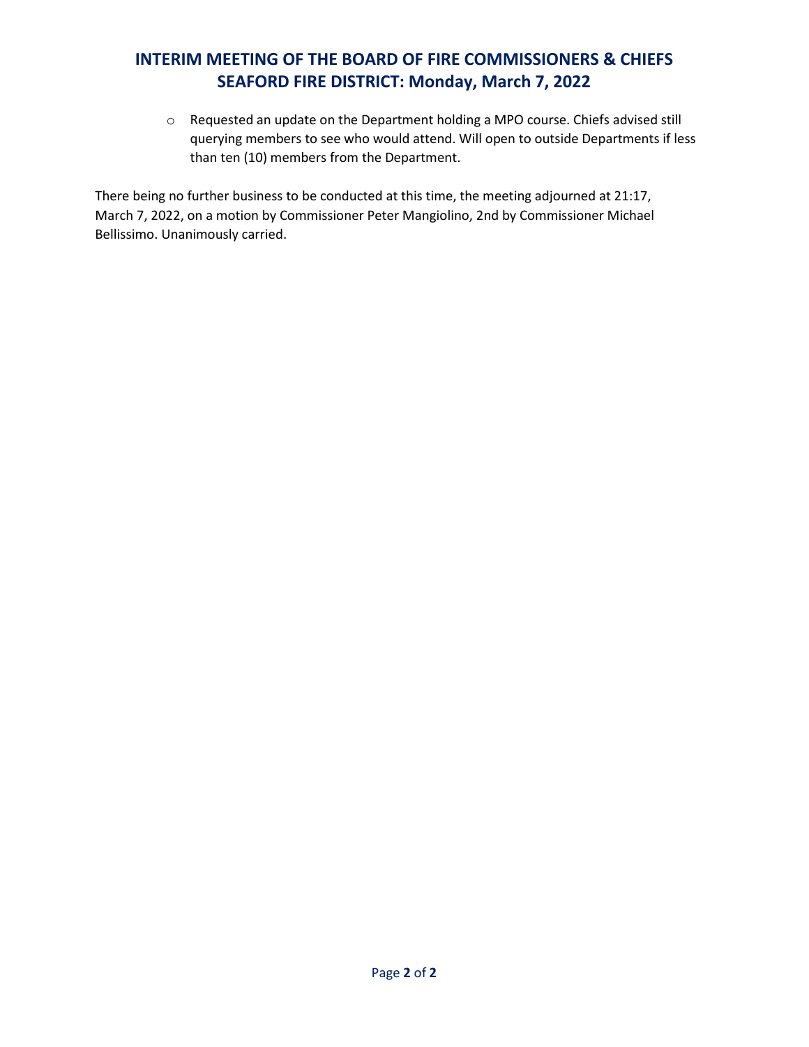- Requested an update on the Department holding a MPO course. Chiefs advised still querying members to see who would attend. Will open to outside Departments if less than ten (10) members from the Department.

There being no further business to be conducted at this time, the meeting adjourned at 21:17, March 7, 2022, on a motion by Commissioner Peter Mangiolino, 2nd by Commissioner Michael Bellissimo. Unanimously carried.